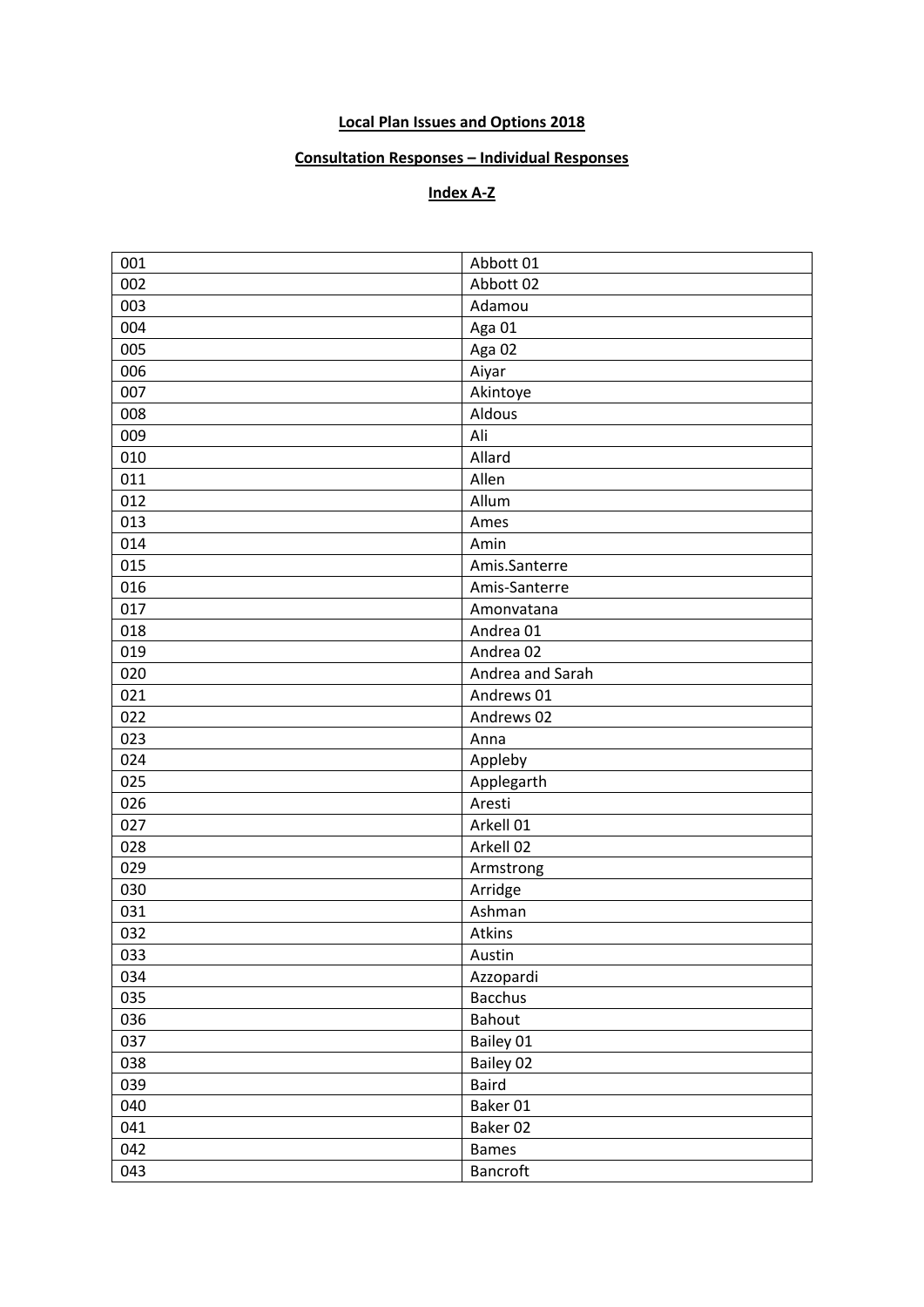**Local Plan Issues and Options 2018**

**Consultation Responses – Individual Responses**

**Index A-Z**

| | |
|---|---|
| 001 | Abbott 01 |
| 002 | Abbott 02 |
| 003 | Adamou |
| 004 | Aga 01 |
| 005 | Aga 02 |
| 006 | Aiyar |
| 007 | Akintoye |
| 008 | Aldous |
| 009 | Ali |
| 010 | Allard |
| 011 | Allen |
| 012 | Allum |
| 013 | Ames |
| 014 | Amin |
| 015 | Amis.Santerre |
| 016 | Amis-Santerre |
| 017 | Amonvatana |
| 018 | Andrea 01 |
| 019 | Andrea 02 |
| 020 | Andrea and Sarah |
| 021 | Andrews 01 |
| 022 | Andrews 02 |
| 023 | Anna |
| 024 | Appleby |
| 025 | Applegarth |
| 026 | Aresti |
| 027 | Arkell 01 |
| 028 | Arkell 02 |
| 029 | Armstrong |
| 030 | Arridge |
| 031 | Ashman |
| 032 | Atkins |
| 033 | Austin |
| 034 | Azzopardi |
| 035 | Bacchus |
| 036 | Bahout |
| 037 | Bailey 01 |
| 038 | Bailey 02 |
| 039 | Baird |
| 040 | Baker 01 |
| 041 | Baker 02 |
| 042 | Bames |
| 043 | Bancroft |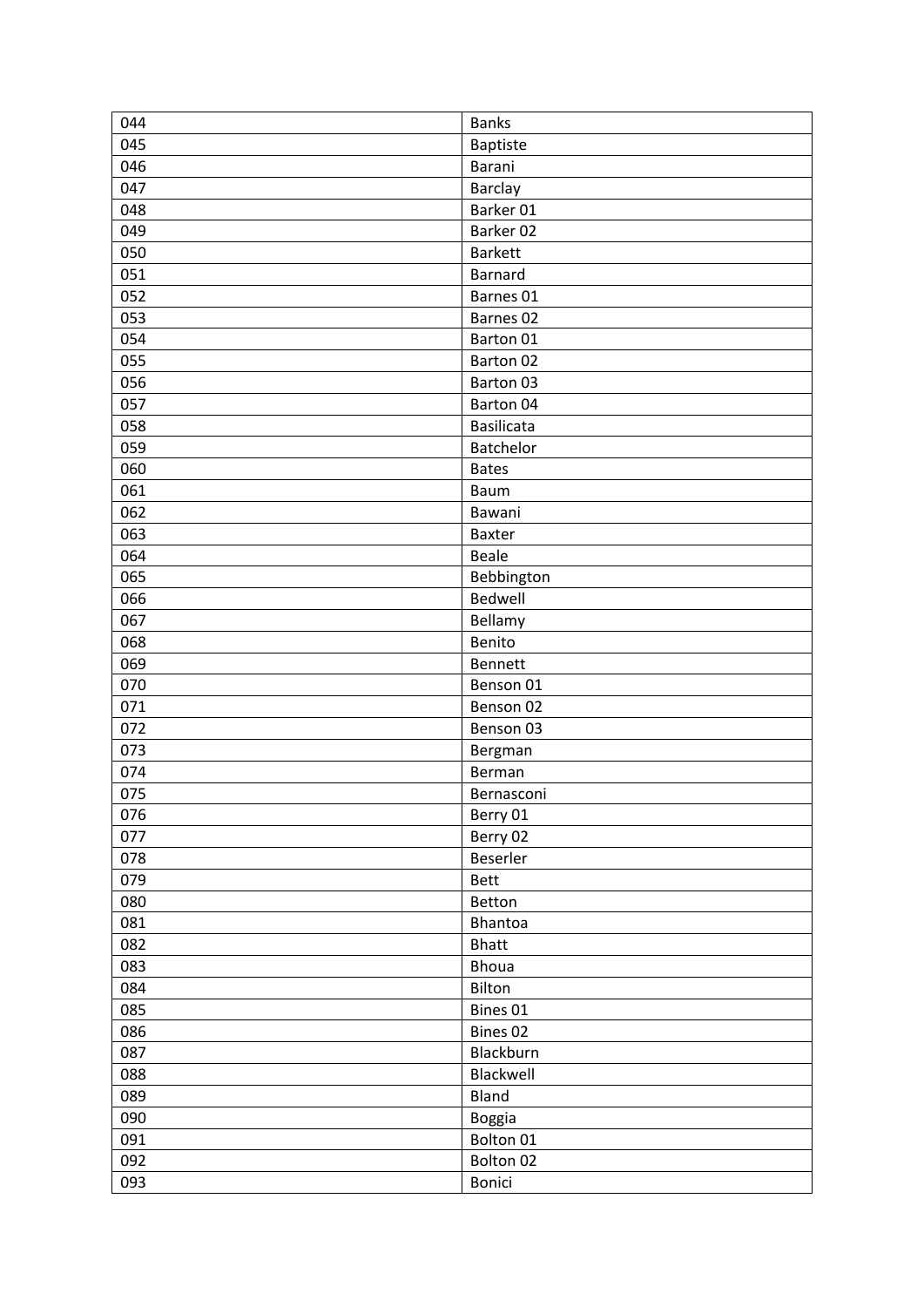| 044 | Banks |
|---|---|
| 045 | Baptiste |
| 046 | Barani |
| 047 | Barclay |
| 048 | Barker 01 |
| 049 | Barker 02 |
| 050 | Barkett |
| 051 | Barnard |
| 052 | Barnes 01 |
| 053 | Barnes 02 |
| 054 | Barton 01 |
| 055 | Barton 02 |
| 056 | Barton 03 |
| 057 | Barton 04 |
| 058 | Basilicata |
| 059 | Batchelor |
| 060 | Bates |
| 061 | Baum |
| 062 | Bawani |
| 063 | Baxter |
| 064 | Beale |
| 065 | Bebbington |
| 066 | Bedwell |
| 067 | Bellamy |
| 068 | Benito |
| 069 | Bennett |
| 070 | Benson 01 |
| 071 | Benson 02 |
| 072 | Benson 03 |
| 073 | Bergman |
| 074 | Berman |
| 075 | Bernasconi |
| 076 | Berry 01 |
| 077 | Berry 02 |
| 078 | Beserler |
| 079 | Bett |
| 080 | Betton |
| 081 | Bhantoa |
| 082 | Bhatt |
| 083 | Bhoua |
| 084 | Bilton |
| 085 | Bines 01 |
| 086 | Bines 02 |
| 087 | Blackburn |
| 088 | Blackwell |
| 089 | Bland |
| 090 | Boggia |
| 091 | Bolton 01 |
| 092 | Bolton 02 |
| 093 | Bonici |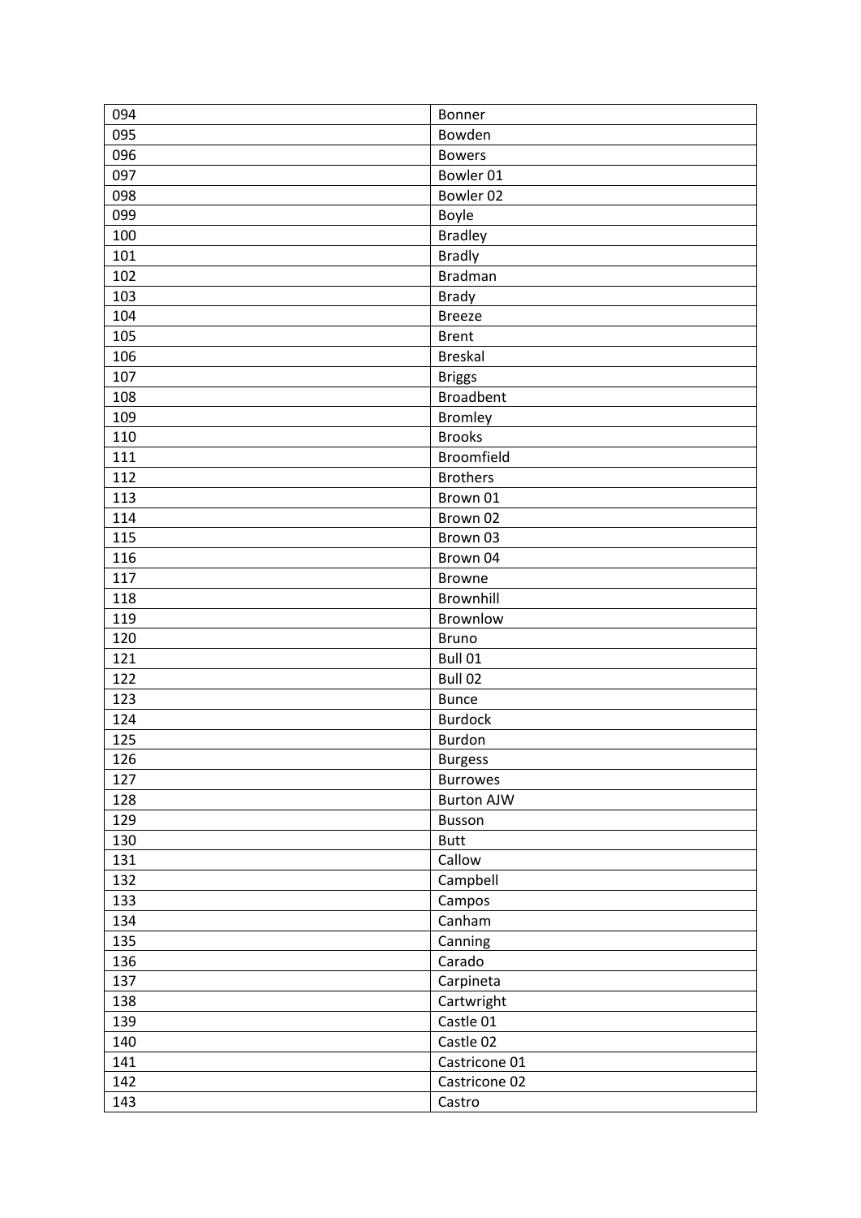| 094 | Bonner |
|---|---|
| 095 | Bowden |
| 096 | Bowers |
| 097 | Bowler 01 |
| 098 | Bowler 02 |
| 099 | Boyle |
| 100 | Bradley |
| 101 | Bradly |
| 102 | Bradman |
| 103 | Brady |
| 104 | Breeze |
| 105 | Brent |
| 106 | Breskal |
| 107 | Briggs |
| 108 | Broadbent |
| 109 | Bromley |
| 110 | Brooks |
| 111 | Broomfield |
| 112 | Brothers |
| 113 | Brown 01 |
| 114 | Brown 02 |
| 115 | Brown 03 |
| 116 | Brown 04 |
| 117 | Browne |
| 118 | Brownhill |
| 119 | Brownlow |
| 120 | Bruno |
| 121 | Bull 01 |
| 122 | Bull 02 |
| 123 | Bunce |
| 124 | Burdock |
| 125 | Burdon |
| 126 | Burgess |
| 127 | Burrowes |
| 128 | Burton AJW |
| 129 | Busson |
| 130 | Butt |
| 131 | Callow |
| 132 | Campbell |
| 133 | Campos |
| 134 | Canham |
| 135 | Canning |
| 136 | Carado |
| 137 | Carpineta |
| 138 | Cartwright |
| 139 | Castle 01 |
| 140 | Castle 02 |
| 141 | Castricone 01 |
| 142 | Castricone 02 |
| 143 | Castro |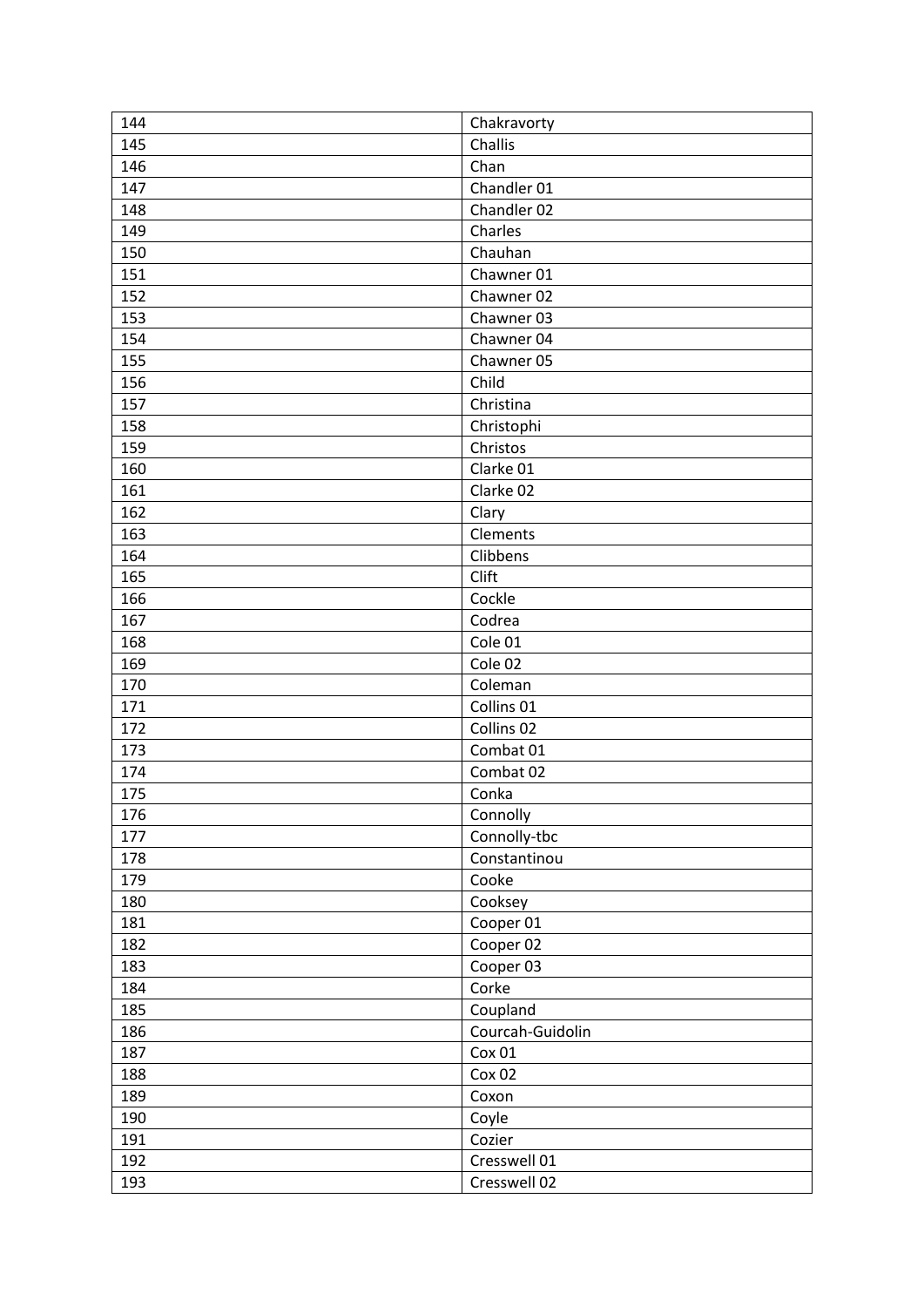| 144 | Chakravorty |
|---|---|
| 145 | Challis |
| 146 | Chan |
| 147 | Chandler 01 |
| 148 | Chandler 02 |
| 149 | Charles |
| 150 | Chauhan |
| 151 | Chawner 01 |
| 152 | Chawner 02 |
| 153 | Chawner 03 |
| 154 | Chawner 04 |
| 155 | Chawner 05 |
| 156 | Child |
| 157 | Christina |
| 158 | Christophi |
| 159 | Christos |
| 160 | Clarke 01 |
| 161 | Clarke 02 |
| 162 | Clary |
| 163 | Clements |
| 164 | Clibbens |
| 165 | Clift |
| 166 | Cockle |
| 167 | Codrea |
| 168 | Cole 01 |
| 169 | Cole 02 |
| 170 | Coleman |
| 171 | Collins 01 |
| 172 | Collins 02 |
| 173 | Combat 01 |
| 174 | Combat 02 |
| 175 | Conka |
| 176 | Connolly |
| 177 | Connolly-tbc |
| 178 | Constantinou |
| 179 | Cooke |
| 180 | Cooksey |
| 181 | Cooper 01 |
| 182 | Cooper 02 |
| 183 | Cooper 03 |
| 184 | Corke |
| 185 | Coupland |
| 186 | Courcah-Guidolin |
| 187 | Cox 01 |
| 188 | Cox 02 |
| 189 | Coxon |
| 190 | Coyle |
| 191 | Cozier |
| 192 | Cresswell 01 |
| 193 | Cresswell 02 |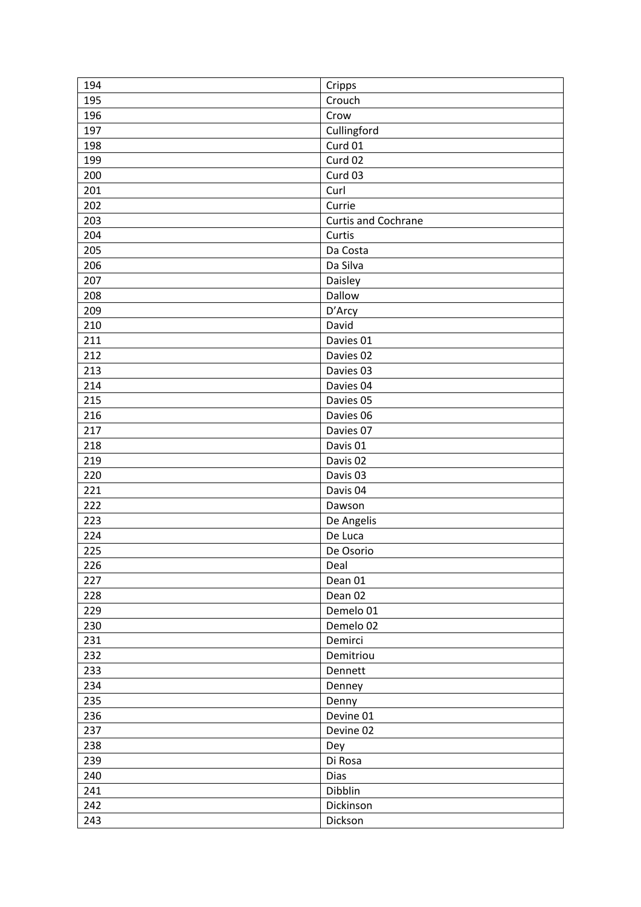| 194 | Cripps |
|---|---|
| 195 | Crouch |
| 196 | Crow |
| 197 | Cullingford |
| 198 | Curd 01 |
| 199 | Curd 02 |
| 200 | Curd 03 |
| 201 | Curl |
| 202 | Currie |
| 203 | Curtis and Cochrane |
| 204 | Curtis |
| 205 | Da Costa |
| 206 | Da Silva |
| 207 | Daisley |
| 208 | Dallow |
| 209 | D’Arcy |
| 210 | David |
| 211 | Davies 01 |
| 212 | Davies 02 |
| 213 | Davies 03 |
| 214 | Davies 04 |
| 215 | Davies 05 |
| 216 | Davies 06 |
| 217 | Davies 07 |
| 218 | Davis 01 |
| 219 | Davis 02 |
| 220 | Davis 03 |
| 221 | Davis 04 |
| 222 | Dawson |
| 223 | De Angelis |
| 224 | De Luca |
| 225 | De Osorio |
| 226 | Deal |
| 227 | Dean 01 |
| 228 | Dean 02 |
| 229 | Demelo 01 |
| 230 | Demelo 02 |
| 231 | Demirci |
| 232 | Demitriou |
| 233 | Dennett |
| 234 | Denney |
| 235 | Denny |
| 236 | Devine 01 |
| 237 | Devine 02 |
| 238 | Dey |
| 239 | Di Rosa |
| 240 | Dias |
| 241 | Dibblin |
| 242 | Dickinson |
| 243 | Dickson |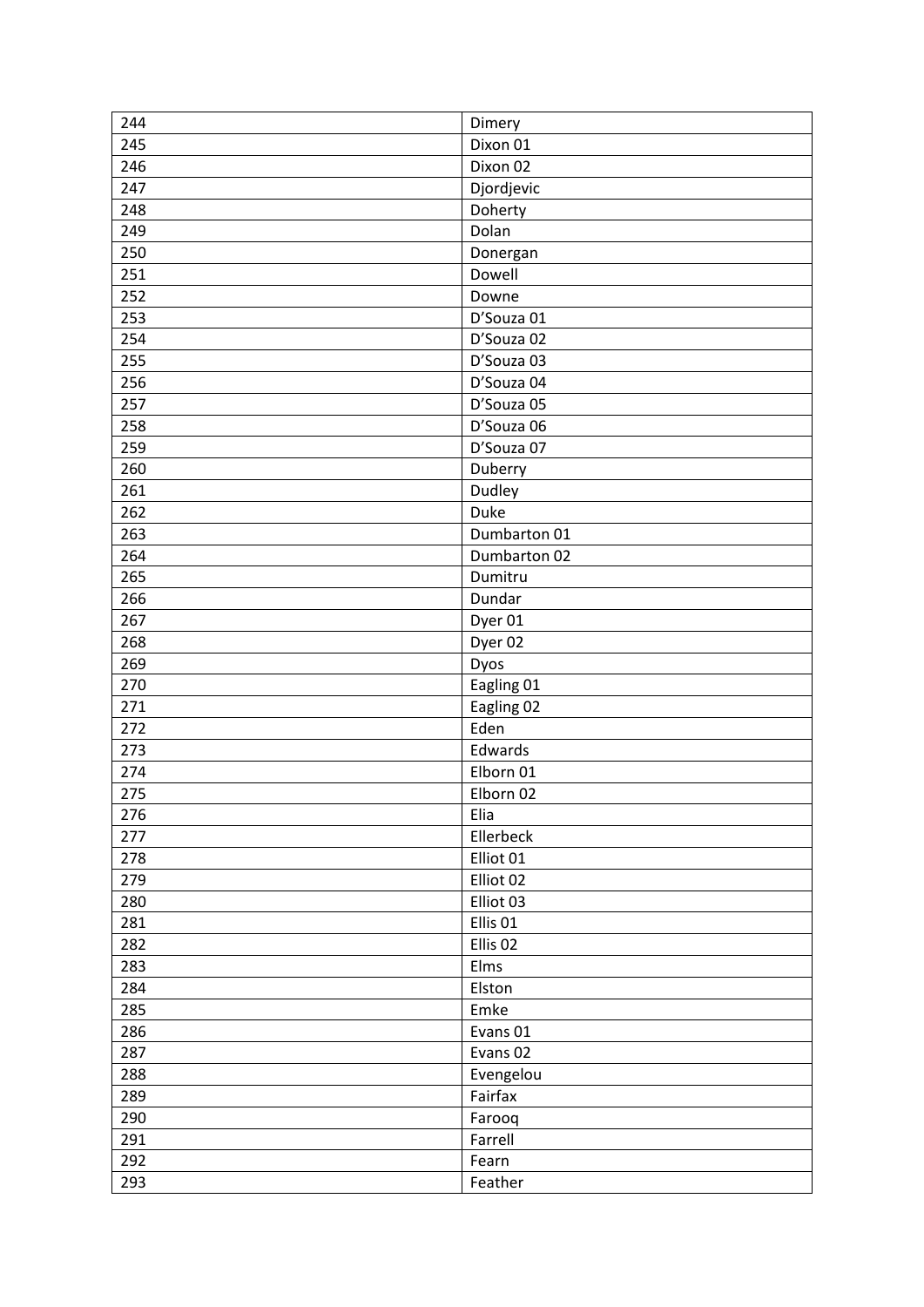| 244 | Dimery |
|---|---|
| 245 | Dixon 01 |
| 246 | Dixon 02 |
| 247 | Djordjevic |
| 248 | Doherty |
| 249 | Dolan |
| 250 | Donergan |
| 251 | Dowell |
| 252 | Downe |
| 253 | D’Souza 01 |
| 254 | D’Souza 02 |
| 255 | D’Souza 03 |
| 256 | D’Souza 04 |
| 257 | D’Souza 05 |
| 258 | D’Souza 06 |
| 259 | D’Souza 07 |
| 260 | Duberry |
| 261 | Dudley |
| 262 | Duke |
| 263 | Dumbarton 01 |
| 264 | Dumbarton 02 |
| 265 | Dumitru |
| 266 | Dundar |
| 267 | Dyer 01 |
| 268 | Dyer 02 |
| 269 | Dyos |
| 270 | Eagling 01 |
| 271 | Eagling 02 |
| 272 | Eden |
| 273 | Edwards |
| 274 | Elborn 01 |
| 275 | Elborn 02 |
| 276 | Elia |
| 277 | Ellerbeck |
| 278 | Elliot 01 |
| 279 | Elliot 02 |
| 280 | Elliot 03 |
| 281 | Ellis 01 |
| 282 | Ellis 02 |
| 283 | Elms |
| 284 | Elston |
| 285 | Emke |
| 286 | Evans 01 |
| 287 | Evans 02 |
| 288 | Evengelou |
| 289 | Fairfax |
| 290 | Farooq |
| 291 | Farrell |
| 292 | Fearn |
| 293 | Feather |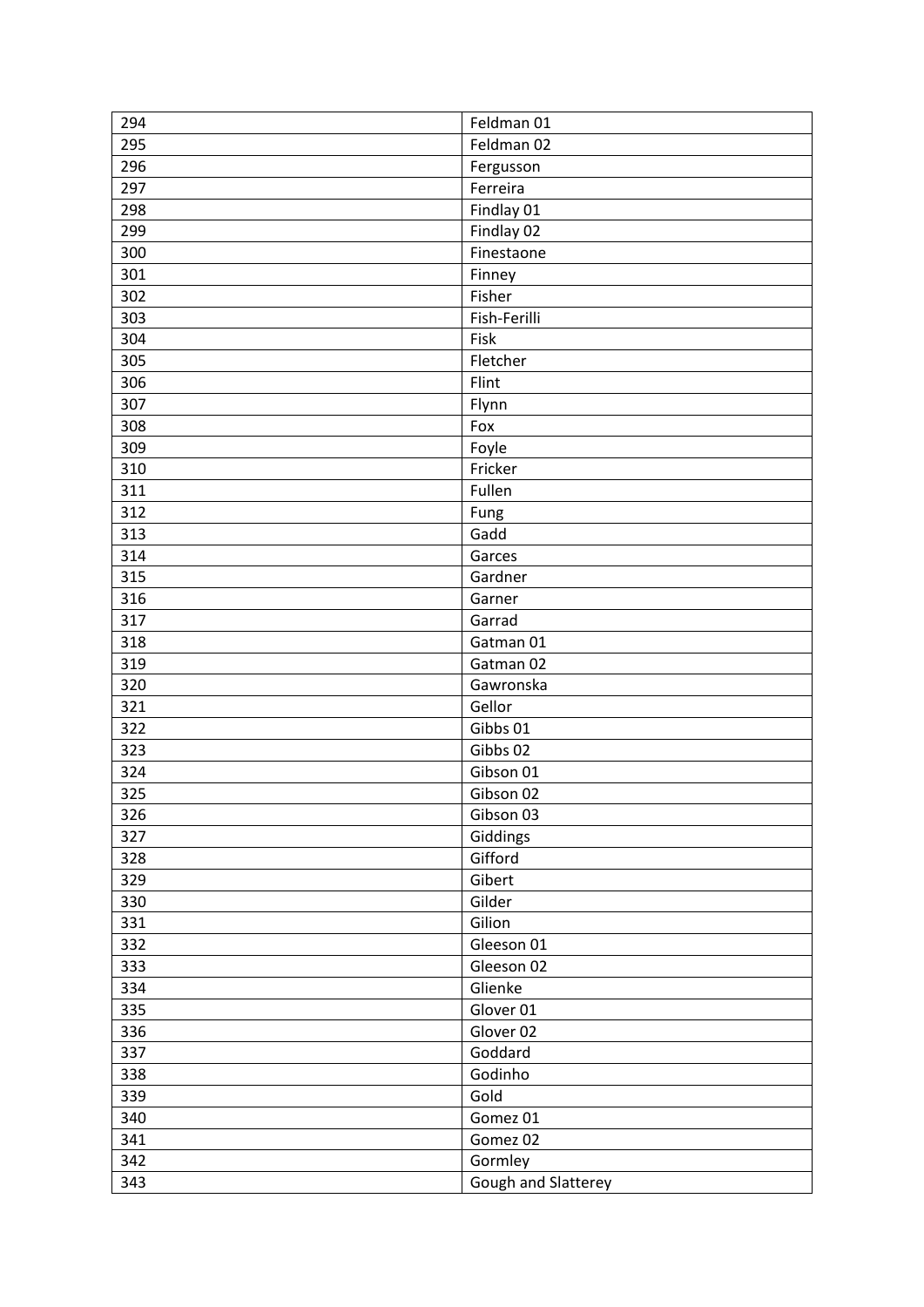| 294 | Feldman 01 |
|---|---|
| 295 | Feldman 02 |
| 296 | Fergusson |
| 297 | Ferreira |
| 298 | Findlay 01 |
| 299 | Findlay 02 |
| 300 | Finestaone |
| 301 | Finney |
| 302 | Fisher |
| 303 | Fish-Ferilli |
| 304 | Fisk |
| 305 | Fletcher |
| 306 | Flint |
| 307 | Flynn |
| 308 | Fox |
| 309 | Foyle |
| 310 | Fricker |
| 311 | Fullen |
| 312 | Fung |
| 313 | Gadd |
| 314 | Garces |
| 315 | Gardner |
| 316 | Garner |
| 317 | Garrad |
| 318 | Gatman 01 |
| 319 | Gatman 02 |
| 320 | Gawronska |
| 321 | Gellor |
| 322 | Gibbs 01 |
| 323 | Gibbs 02 |
| 324 | Gibson 01 |
| 325 | Gibson 02 |
| 326 | Gibson 03 |
| 327 | Giddings |
| 328 | Gifford |
| 329 | Gibert |
| 330 | Gilder |
| 331 | Gilion |
| 332 | Gleeson 01 |
| 333 | Gleeson 02 |
| 334 | Glienke |
| 335 | Glover 01 |
| 336 | Glover 02 |
| 337 | Goddard |
| 338 | Godinho |
| 339 | Gold |
| 340 | Gomez 01 |
| 341 | Gomez 02 |
| 342 | Gormley |
| 343 | Gough and Slatterey |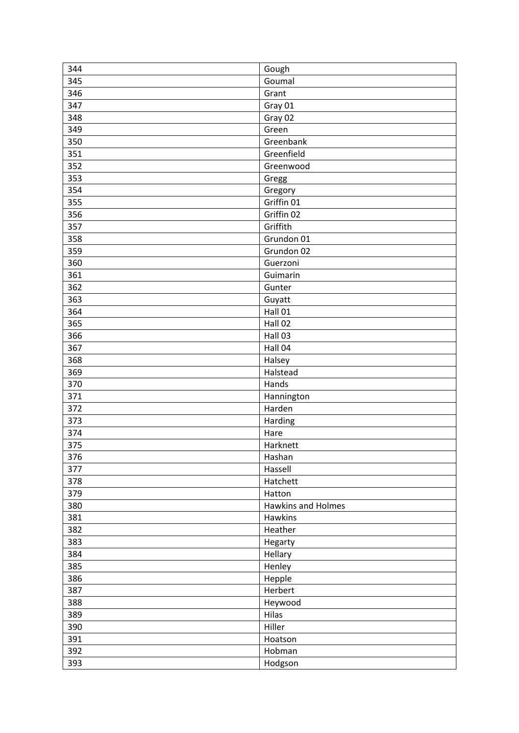| 344 | Gough |
|---|---|
| 345 | Goumal |
| 346 | Grant |
| 347 | Gray 01 |
| 348 | Gray 02 |
| 349 | Green |
| 350 | Greenbank |
| 351 | Greenfield |
| 352 | Greenwood |
| 353 | Gregg |
| 354 | Gregory |
| 355 | Griffin 01 |
| 356 | Griffin 02 |
| 357 | Griffith |
| 358 | Grundon 01 |
| 359 | Grundon 02 |
| 360 | Guerzoni |
| 361 | Guimarin |
| 362 | Gunter |
| 363 | Guyatt |
| 364 | Hall 01 |
| 365 | Hall 02 |
| 366 | Hall 03 |
| 367 | Hall 04 |
| 368 | Halsey |
| 369 | Halstead |
| 370 | Hands |
| 371 | Hannington |
| 372 | Harden |
| 373 | Harding |
| 374 | Hare |
| 375 | Harknett |
| 376 | Hashan |
| 377 | Hassell |
| 378 | Hatchett |
| 379 | Hatton |
| 380 | Hawkins and Holmes |
| 381 | Hawkins |
| 382 | Heather |
| 383 | Hegarty |
| 384 | Hellary |
| 385 | Henley |
| 386 | Hepple |
| 387 | Herbert |
| 388 | Heywood |
| 389 | Hilas |
| 390 | Hiller |
| 391 | Hoatson |
| 392 | Hobman |
| 393 | Hodgson |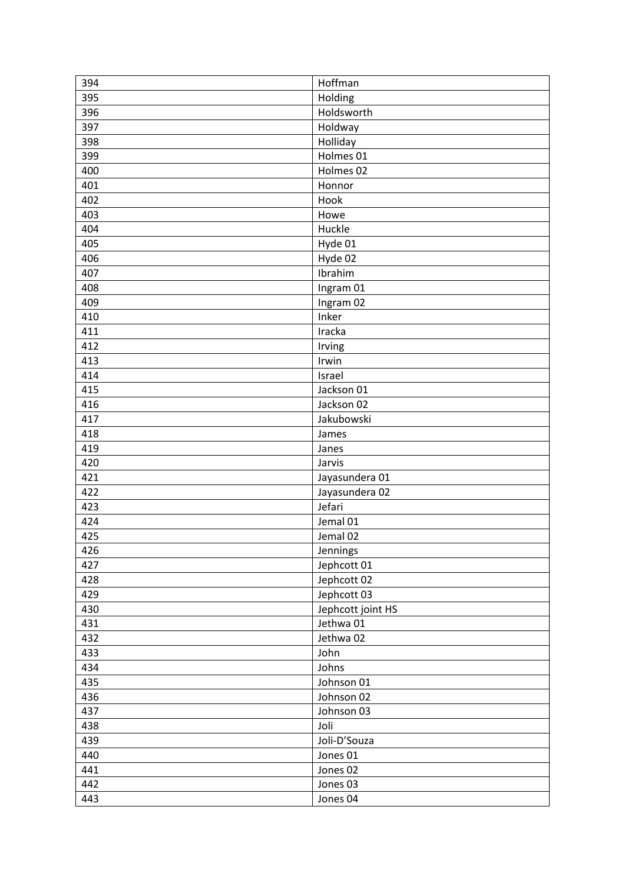| 394 | Hoffman |
|---|---|
| 395 | Holding |
| 396 | Holdsworth |
| 397 | Holdway |
| 398 | Holliday |
| 399 | Holmes 01 |
| 400 | Holmes 02 |
| 401 | Honnor |
| 402 | Hook |
| 403 | Howe |
| 404 | Huckle |
| 405 | Hyde 01 |
| 406 | Hyde 02 |
| 407 | Ibrahim |
| 408 | Ingram 01 |
| 409 | Ingram 02 |
| 410 | Inker |
| 411 | Iracka |
| 412 | Irving |
| 413 | Irwin |
| 414 | Israel |
| 415 | Jackson 01 |
| 416 | Jackson 02 |
| 417 | Jakubowski |
| 418 | James |
| 419 | Janes |
| 420 | Jarvis |
| 421 | Jayasundera 01 |
| 422 | Jayasundera 02 |
| 423 | Jefari |
| 424 | Jemal 01 |
| 425 | Jemal 02 |
| 426 | Jennings |
| 427 | Jephcott 01 |
| 428 | Jephcott 02 |
| 429 | Jephcott 03 |
| 430 | Jephcott joint HS |
| 431 | Jethwa 01 |
| 432 | Jethwa 02 |
| 433 | John |
| 434 | Johns |
| 435 | Johnson 01 |
| 436 | Johnson 02 |
| 437 | Johnson 03 |
| 438 | Joli |
| 439 | Joli-D'Souza |
| 440 | Jones 01 |
| 441 | Jones 02 |
| 442 | Jones 03 |
| 443 | Jones 04 |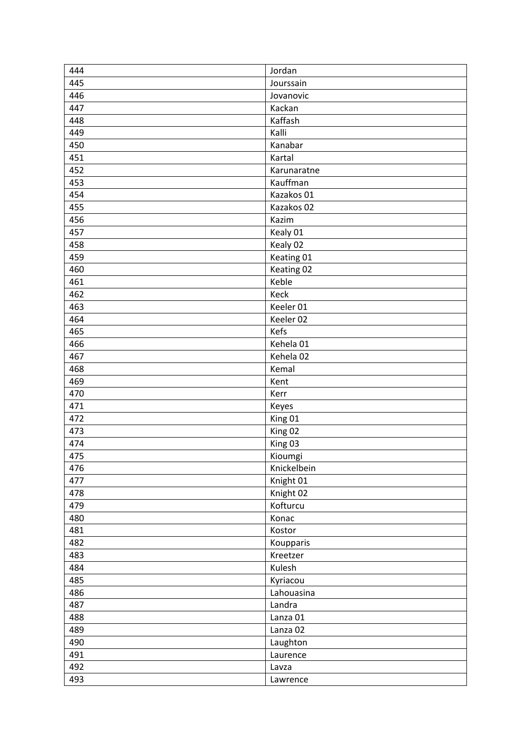| 444 | Jordan |
|---|---|
| 445 | Jourssain |
| 446 | Jovanovic |
| 447 | Kackan |
| 448 | Kaffash |
| 449 | Kalli |
| 450 | Kanabar |
| 451 | Kartal |
| 452 | Karunaratne |
| 453 | Kauffman |
| 454 | Kazakos 01 |
| 455 | Kazakos 02 |
| 456 | Kazim |
| 457 | Kealy 01 |
| 458 | Kealy 02 |
| 459 | Keating 01 |
| 460 | Keating 02 |
| 461 | Keble |
| 462 | Keck |
| 463 | Keeler 01 |
| 464 | Keeler 02 |
| 465 | Kefs |
| 466 | Kehela 01 |
| 467 | Kehela 02 |
| 468 | Kemal |
| 469 | Kent |
| 470 | Kerr |
| 471 | Keyes |
| 472 | King 01 |
| 473 | King 02 |
| 474 | King 03 |
| 475 | Kioumgi |
| 476 | Knickelbein |
| 477 | Knight 01 |
| 478 | Knight 02 |
| 479 | Kofturcu |
| 480 | Konac |
| 481 | Kostor |
| 482 | Koupparis |
| 483 | Kreetzer |
| 484 | Kulesh |
| 485 | Kyriacou |
| 486 | Lahouasina |
| 487 | Landra |
| 488 | Lanza 01 |
| 489 | Lanza 02 |
| 490 | Laughton |
| 491 | Laurence |
| 492 | Lavza |
| 493 | Lawrence |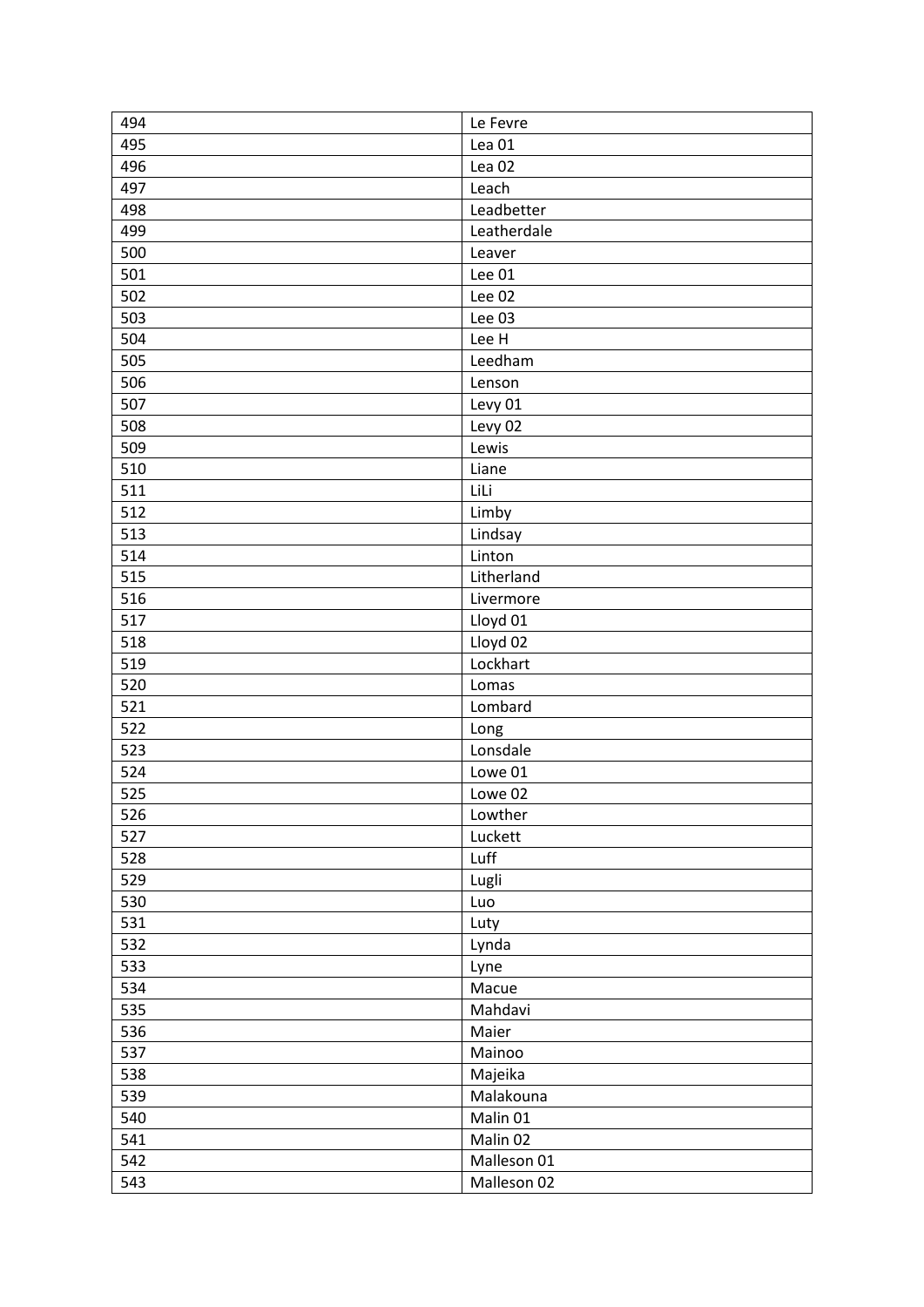| 494 | Le Fevre |
|---|---|
| 495 | Lea 01 |
| 496 | Lea 02 |
| 497 | Leach |
| 498 | Leadbetter |
| 499 | Leatherdale |
| 500 | Leaver |
| 501 | Lee 01 |
| 502 | Lee 02 |
| 503 | Lee 03 |
| 504 | Lee H |
| 505 | Leedham |
| 506 | Lenson |
| 507 | Levy 01 |
| 508 | Levy 02 |
| 509 | Lewis |
| 510 | Liane |
| 511 | LiLi |
| 512 | Limby |
| 513 | Lindsay |
| 514 | Linton |
| 515 | Litherland |
| 516 | Livermore |
| 517 | Lloyd 01 |
| 518 | Lloyd 02 |
| 519 | Lockhart |
| 520 | Lomas |
| 521 | Lombard |
| 522 | Long |
| 523 | Lonsdale |
| 524 | Lowe 01 |
| 525 | Lowe 02 |
| 526 | Lowther |
| 527 | Luckett |
| 528 | Luff |
| 529 | Lugli |
| 530 | Luo |
| 531 | Luty |
| 532 | Lynda |
| 533 | Lyne |
| 534 | Macue |
| 535 | Mahdavi |
| 536 | Maier |
| 537 | Mainoo |
| 538 | Majeika |
| 539 | Malakouna |
| 540 | Malin 01 |
| 541 | Malin 02 |
| 542 | Malleson 01 |
| 543 | Malleson 02 |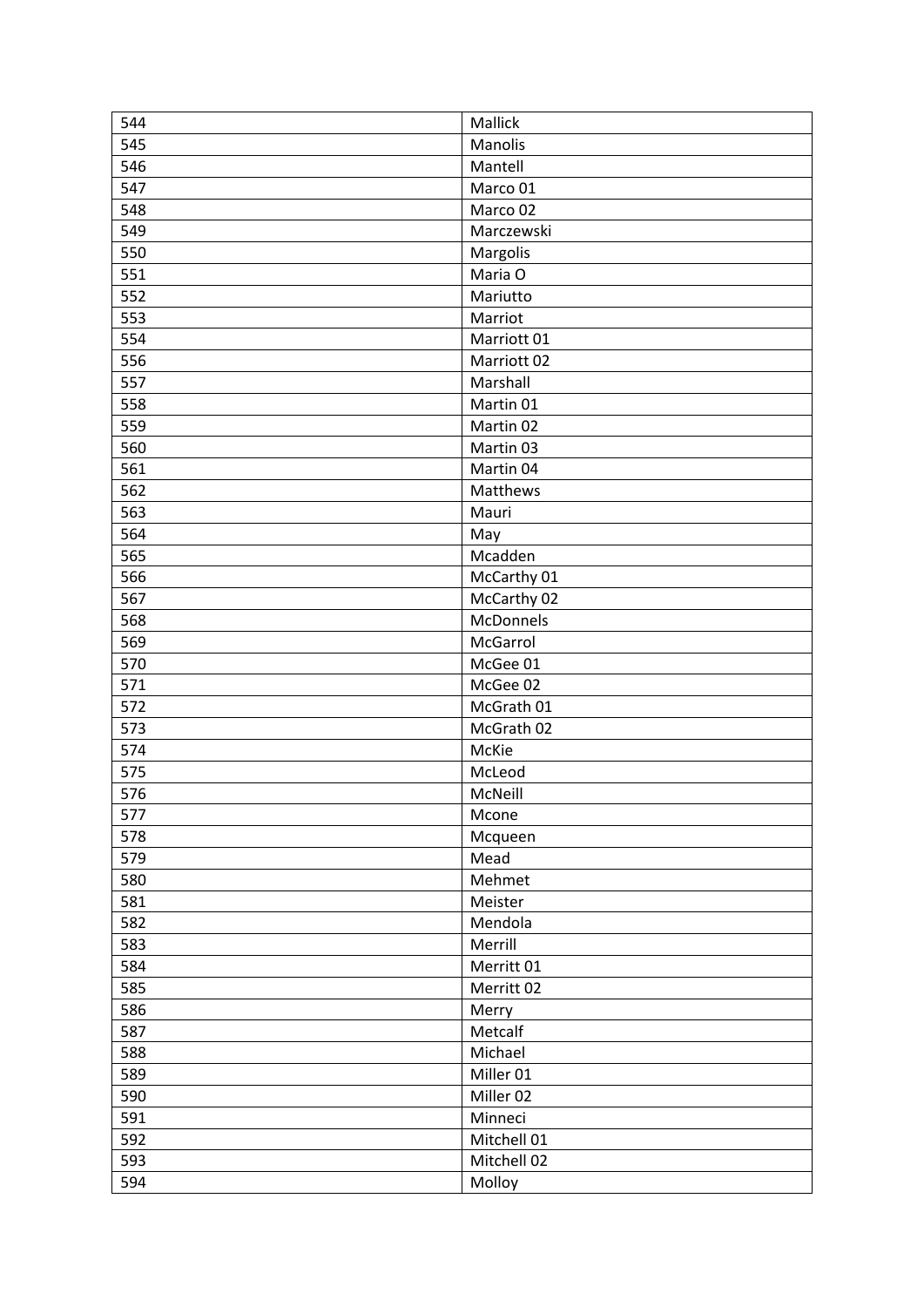| 544 | Mallick |
|---|---|
| 545 | Manolis |
| 546 | Mantell |
| 547 | Marco 01 |
| 548 | Marco 02 |
| 549 | Marczewski |
| 550 | Margolis |
| 551 | Maria O |
| 552 | Mariutto |
| 553 | Marriot |
| 554 | Marriott 01 |
| 556 | Marriott 02 |
| 557 | Marshall |
| 558 | Martin 01 |
| 559 | Martin 02 |
| 560 | Martin 03 |
| 561 | Martin 04 |
| 562 | Matthews |
| 563 | Mauri |
| 564 | May |
| 565 | Mcadden |
| 566 | McCarthy 01 |
| 567 | McCarthy 02 |
| 568 | McDonnels |
| 569 | McGarrol |
| 570 | McGee 01 |
| 571 | McGee 02 |
| 572 | McGrath 01 |
| 573 | McGrath 02 |
| 574 | McKie |
| 575 | McLeod |
| 576 | McNeill |
| 577 | Mcone |
| 578 | Mcqueen |
| 579 | Mead |
| 580 | Mehmet |
| 581 | Meister |
| 582 | Mendola |
| 583 | Merrill |
| 584 | Merritt 01 |
| 585 | Merritt 02 |
| 586 | Merry |
| 587 | Metcalf |
| 588 | Michael |
| 589 | Miller 01 |
| 590 | Miller 02 |
| 591 | Minneci |
| 592 | Mitchell 01 |
| 593 | Mitchell 02 |
| 594 | Molloy |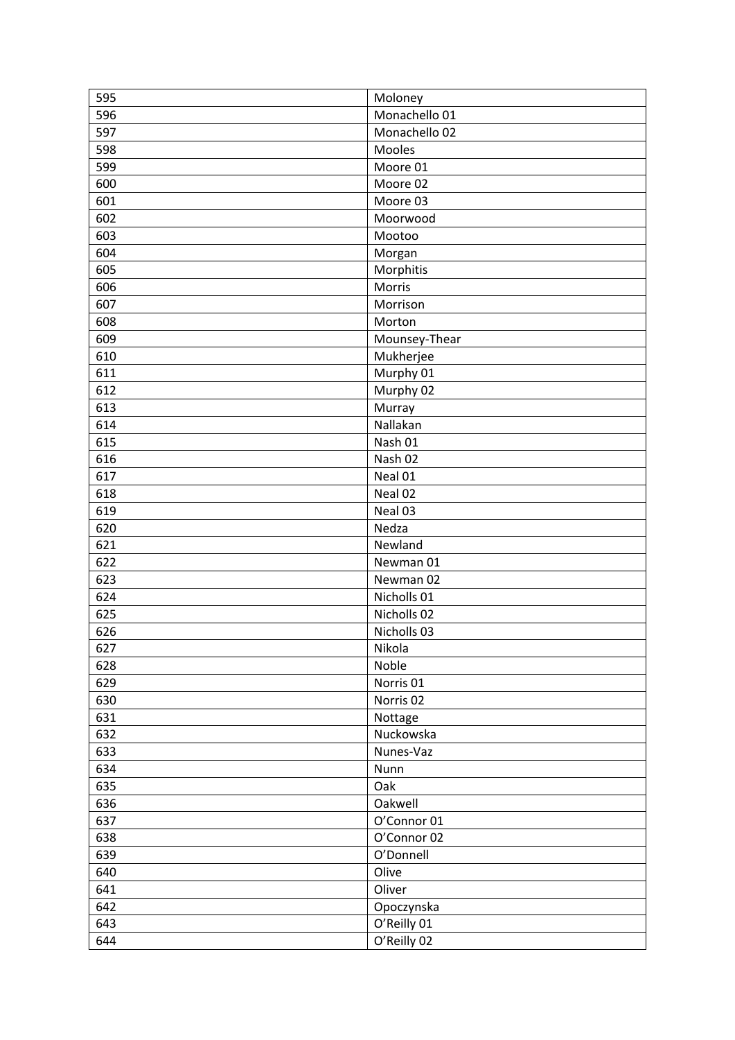| 595 | Moloney |
|---|---|
| 596 | Monachello 01 |
| 597 | Monachello 02 |
| 598 | Mooles |
| 599 | Moore 01 |
| 600 | Moore 02 |
| 601 | Moore 03 |
| 602 | Moorwood |
| 603 | Mootoo |
| 604 | Morgan |
| 605 | Morphitis |
| 606 | Morris |
| 607 | Morrison |
| 608 | Morton |
| 609 | Mounsey-Thear |
| 610 | Mukherjee |
| 611 | Murphy 01 |
| 612 | Murphy 02 |
| 613 | Murray |
| 614 | Nallakan |
| 615 | Nash 01 |
| 616 | Nash 02 |
| 617 | Neal 01 |
| 618 | Neal 02 |
| 619 | Neal 03 |
| 620 | Nedza |
| 621 | Newland |
| 622 | Newman 01 |
| 623 | Newman 02 |
| 624 | Nicholls 01 |
| 625 | Nicholls 02 |
| 626 | Nicholls 03 |
| 627 | Nikola |
| 628 | Noble |
| 629 | Norris 01 |
| 630 | Norris 02 |
| 631 | Nottage |
| 632 | Nuckowska |
| 633 | Nunes-Vaz |
| 634 | Nunn |
| 635 | Oak |
| 636 | Oakwell |
| 637 | O'Connor 01 |
| 638 | O'Connor 02 |
| 639 | O'Donnell |
| 640 | Olive |
| 641 | Oliver |
| 642 | Opoczynska |
| 643 | O'Reilly 01 |
| 644 | O'Reilly 02 |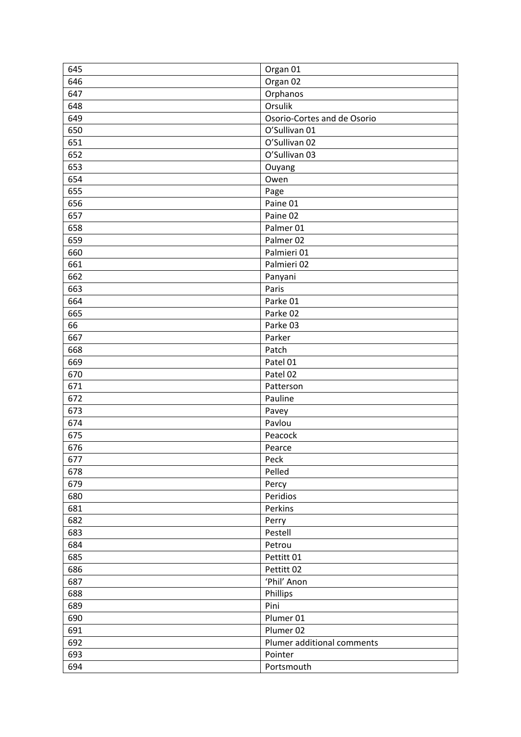| 645 | Organ 01 |
|---|---|
| 646 | Organ 02 |
| 647 | Orphanos |
| 648 | Orsulik |
| 649 | Osorio-Cortes and de Osorio |
| 650 | O'Sullivan 01 |
| 651 | O'Sullivan 02 |
| 652 | O'Sullivan 03 |
| 653 | Ouyang |
| 654 | Owen |
| 655 | Page |
| 656 | Paine 01 |
| 657 | Paine 02 |
| 658 | Palmer 01 |
| 659 | Palmer 02 |
| 660 | Palmieri 01 |
| 661 | Palmieri 02 |
| 662 | Panyani |
| 663 | Paris |
| 664 | Parke 01 |
| 665 | Parke 02 |
| 66 | Parke 03 |
| 667 | Parker |
| 668 | Patch |
| 669 | Patel 01 |
| 670 | Patel 02 |
| 671 | Patterson |
| 672 | Pauline |
| 673 | Pavey |
| 674 | Pavlou |
| 675 | Peacock |
| 676 | Pearce |
| 677 | Peck |
| 678 | Pelled |
| 679 | Percy |
| 680 | Peridios |
| 681 | Perkins |
| 682 | Perry |
| 683 | Pestell |
| 684 | Petrou |
| 685 | Pettitt 01 |
| 686 | Pettitt 02 |
| 687 | 'Phil' Anon |
| 688 | Phillips |
| 689 | Pini |
| 690 | Plumer 01 |
| 691 | Plumer 02 |
| 692 | Plumer additional comments |
| 693 | Pointer |
| 694 | Portsmouth |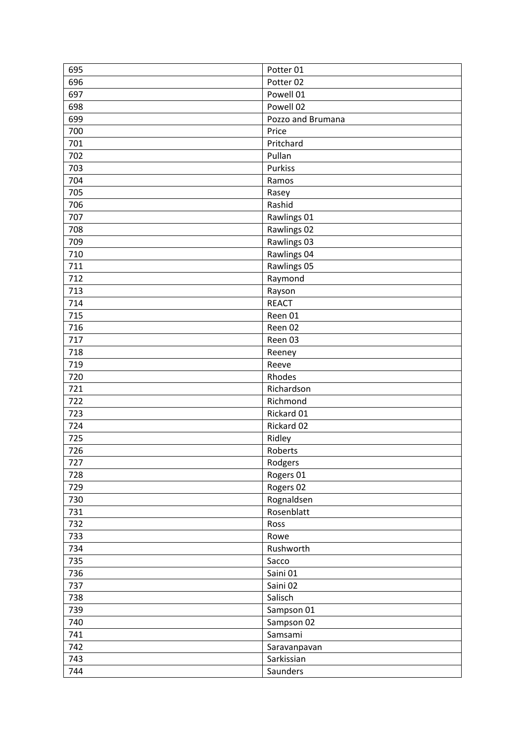| 695 | Potter 01 |
|---|---|
| 696 | Potter 02 |
| 697 | Powell 01 |
| 698 | Powell 02 |
| 699 | Pozzo and Brumana |
| 700 | Price |
| 701 | Pritchard |
| 702 | Pullan |
| 703 | Purkiss |
| 704 | Ramos |
| 705 | Rasey |
| 706 | Rashid |
| 707 | Rawlings 01 |
| 708 | Rawlings 02 |
| 709 | Rawlings 03 |
| 710 | Rawlings 04 |
| 711 | Rawlings 05 |
| 712 | Raymond |
| 713 | Rayson |
| 714 | REACT |
| 715 | Reen 01 |
| 716 | Reen 02 |
| 717 | Reen 03 |
| 718 | Reeney |
| 719 | Reeve |
| 720 | Rhodes |
| 721 | Richardson |
| 722 | Richmond |
| 723 | Rickard 01 |
| 724 | Rickard 02 |
| 725 | Ridley |
| 726 | Roberts |
| 727 | Rodgers |
| 728 | Rogers 01 |
| 729 | Rogers 02 |
| 730 | Rognaldsen |
| 731 | Rosenblatt |
| 732 | Ross |
| 733 | Rowe |
| 734 | Rushworth |
| 735 | Sacco |
| 736 | Saini 01 |
| 737 | Saini 02 |
| 738 | Salisch |
| 739 | Sampson 01 |
| 740 | Sampson 02 |
| 741 | Samsami |
| 742 | Saravanpavan |
| 743 | Sarkissian |
| 744 | Saunders |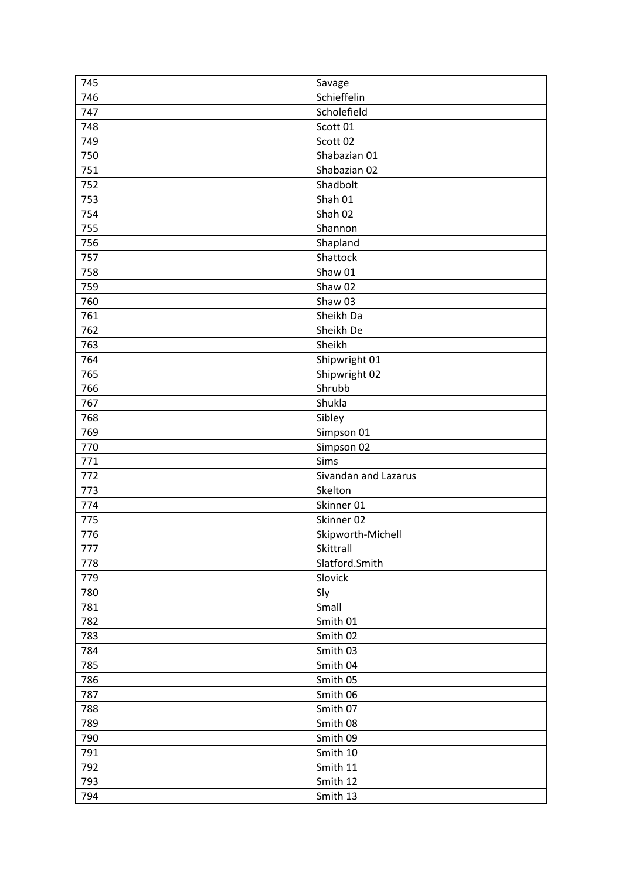| 745 | Savage |
|---|---|
| 746 | Schieffelin |
| 747 | Scholefield |
| 748 | Scott 01 |
| 749 | Scott 02 |
| 750 | Shabazian 01 |
| 751 | Shabazian 02 |
| 752 | Shadbolt |
| 753 | Shah 01 |
| 754 | Shah 02 |
| 755 | Shannon |
| 756 | Shapland |
| 757 | Shattock |
| 758 | Shaw 01 |
| 759 | Shaw 02 |
| 760 | Shaw 03 |
| 761 | Sheikh Da |
| 762 | Sheikh De |
| 763 | Sheikh |
| 764 | Shipwright 01 |
| 765 | Shipwright 02 |
| 766 | Shrubb |
| 767 | Shukla |
| 768 | Sibley |
| 769 | Simpson 01 |
| 770 | Simpson 02 |
| 771 | Sims |
| 772 | Sivandan and Lazarus |
| 773 | Skelton |
| 774 | Skinner 01 |
| 775 | Skinner 02 |
| 776 | Skipworth-Michell |
| 777 | Skittrall |
| 778 | Slatford.Smith |
| 779 | Slovick |
| 780 | Sly |
| 781 | Small |
| 782 | Smith 01 |
| 783 | Smith 02 |
| 784 | Smith 03 |
| 785 | Smith 04 |
| 786 | Smith 05 |
| 787 | Smith 06 |
| 788 | Smith 07 |
| 789 | Smith 08 |
| 790 | Smith 09 |
| 791 | Smith 10 |
| 792 | Smith 11 |
| 793 | Smith 12 |
| 794 | Smith 13 |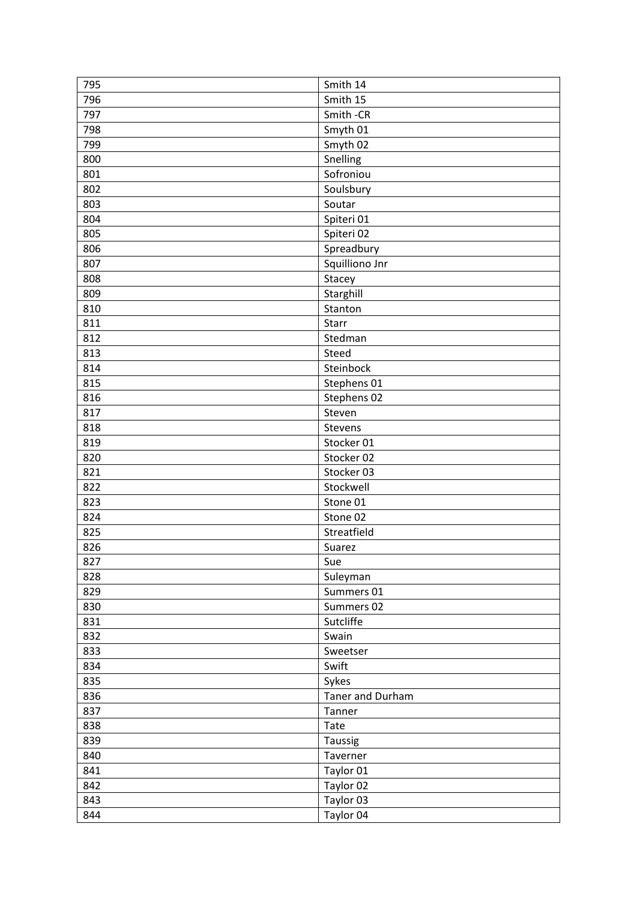| 795 | Smith 14 |
|---|---|
| 796 | Smith 15 |
| 797 | Smith -CR |
| 798 | Smyth 01 |
| 799 | Smyth 02 |
| 800 | Snelling |
| 801 | Sofroniou |
| 802 | Soulsbury |
| 803 | Soutar |
| 804 | Spiteri 01 |
| 805 | Spiteri 02 |
| 806 | Spreadbury |
| 807 | Squilliono Jnr |
| 808 | Stacey |
| 809 | Starghill |
| 810 | Stanton |
| 811 | Starr |
| 812 | Stedman |
| 813 | Steed |
| 814 | Steinbock |
| 815 | Stephens 01 |
| 816 | Stephens 02 |
| 817 | Steven |
| 818 | Stevens |
| 819 | Stocker 01 |
| 820 | Stocker 02 |
| 821 | Stocker 03 |
| 822 | Stockwell |
| 823 | Stone 01 |
| 824 | Stone 02 |
| 825 | Streatfield |
| 826 | Suarez |
| 827 | Sue |
| 828 | Suleyman |
| 829 | Summers 01 |
| 830 | Summers 02 |
| 831 | Sutcliffe |
| 832 | Swain |
| 833 | Sweetser |
| 834 | Swift |
| 835 | Sykes |
| 836 | Taner and Durham |
| 837 | Tanner |
| 838 | Tate |
| 839 | Taussig |
| 840 | Taverner |
| 841 | Taylor 01 |
| 842 | Taylor 02 |
| 843 | Taylor 03 |
| 844 | Taylor 04 |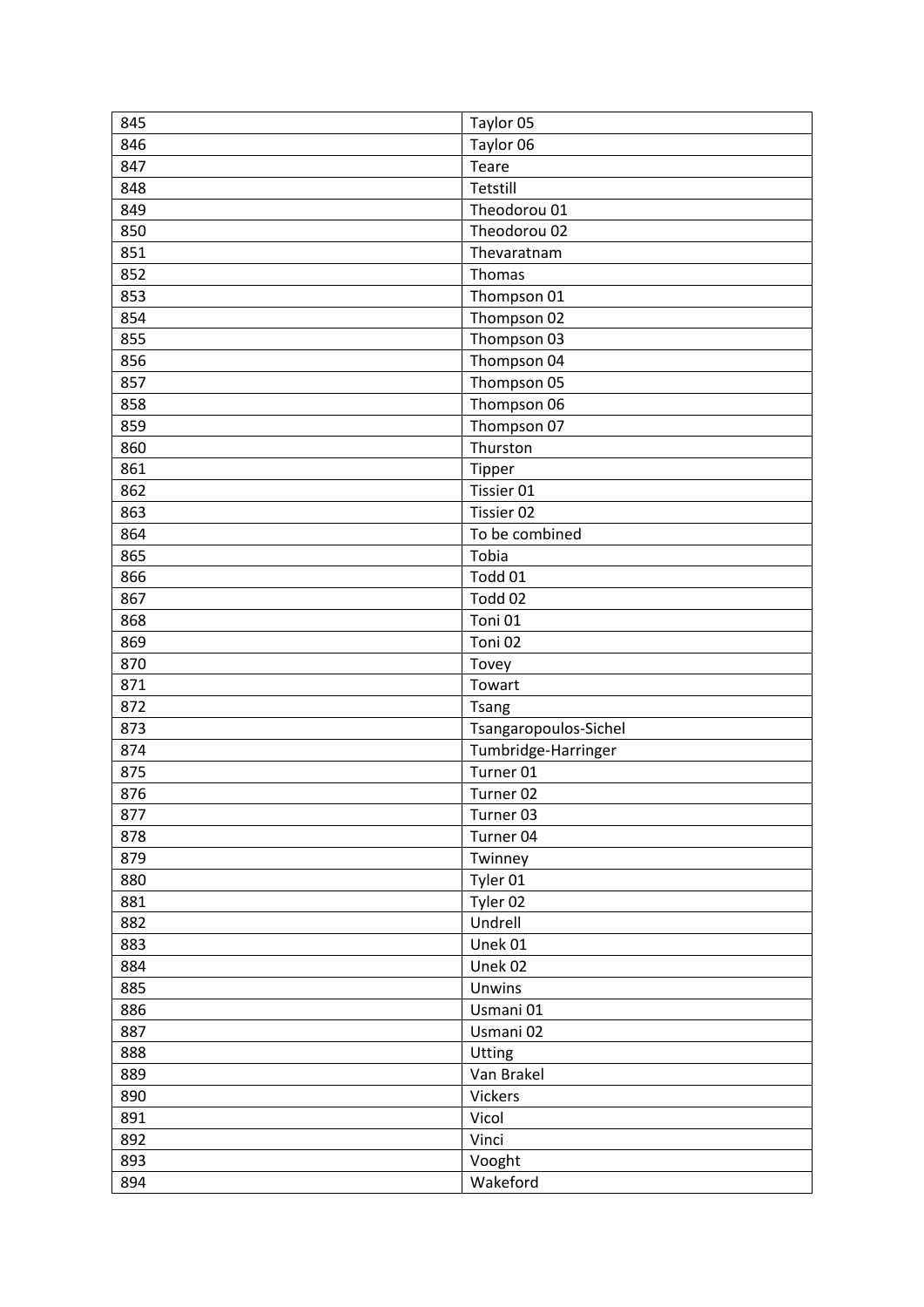| 845 | Taylor 05 |
|---|---|
| 846 | Taylor 06 |
| 847 | Teare |
| 848 | Tetstill |
| 849 | Theodorou 01 |
| 850 | Theodorou 02 |
| 851 | Thevaratnam |
| 852 | Thomas |
| 853 | Thompson 01 |
| 854 | Thompson 02 |
| 855 | Thompson 03 |
| 856 | Thompson 04 |
| 857 | Thompson 05 |
| 858 | Thompson 06 |
| 859 | Thompson 07 |
| 860 | Thurston |
| 861 | Tipper |
| 862 | Tissier 01 |
| 863 | Tissier 02 |
| 864 | To be combined |
| 865 | Tobia |
| 866 | Todd 01 |
| 867 | Todd 02 |
| 868 | Toni 01 |
| 869 | Toni 02 |
| 870 | Tovey |
| 871 | Towart |
| 872 | Tsang |
| 873 | Tsangaropoulos-Sichel |
| 874 | Tumbridge-Harringer |
| 875 | Turner 01 |
| 876 | Turner 02 |
| 877 | Turner 03 |
| 878 | Turner 04 |
| 879 | Twinney |
| 880 | Tyler 01 |
| 881 | Tyler 02 |
| 882 | Undrell |
| 883 | Unek 01 |
| 884 | Unek 02 |
| 885 | Unwins |
| 886 | Usmani 01 |
| 887 | Usmani 02 |
| 888 | Utting |
| 889 | Van Brakel |
| 890 | Vickers |
| 891 | Vicol |
| 892 | Vinci |
| 893 | Vooght |
| 894 | Wakeford |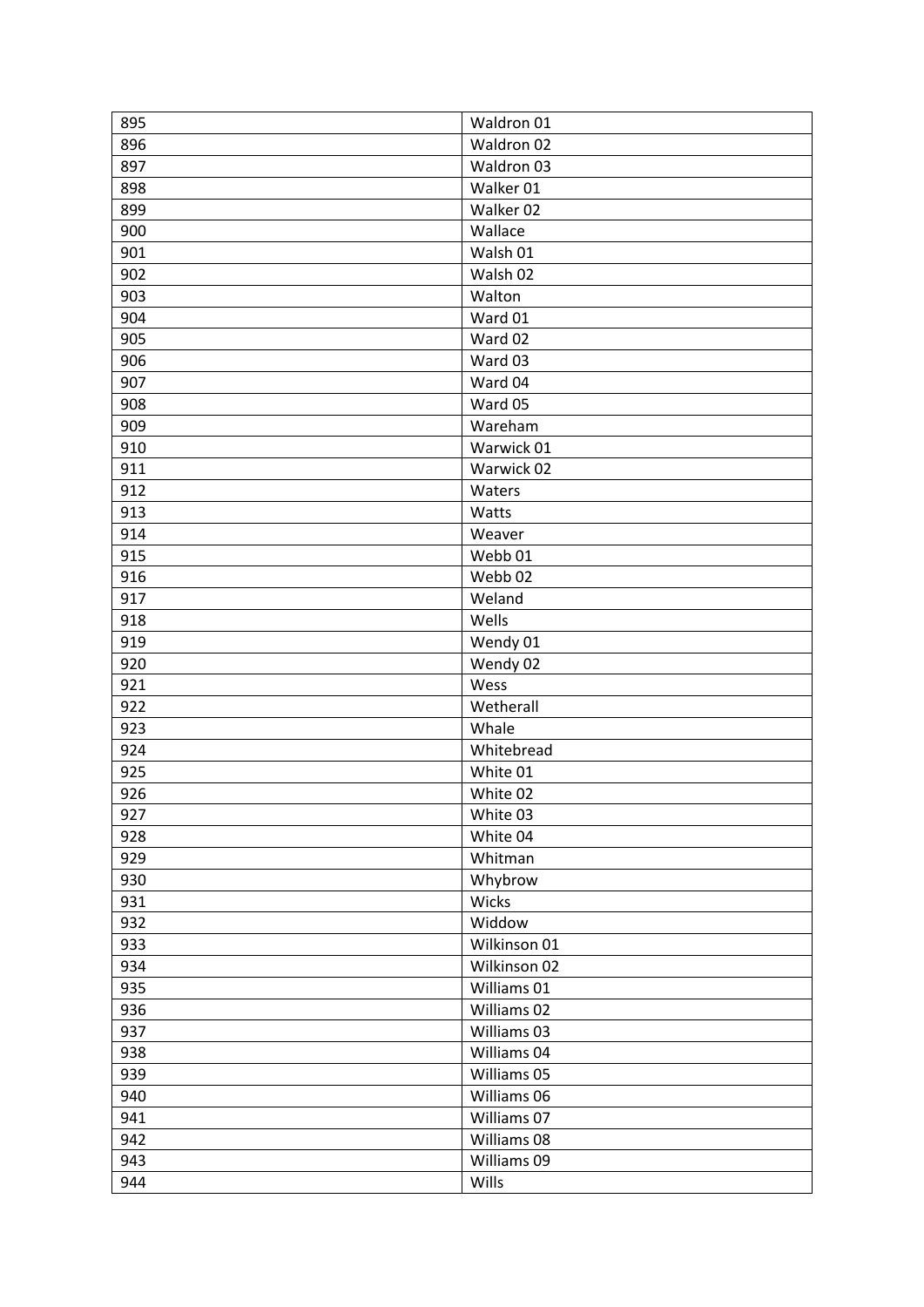| 895 | Waldron 01 |
|---|---|
| 896 | Waldron 02 |
| 897 | Waldron 03 |
| 898 | Walker 01 |
| 899 | Walker 02 |
| 900 | Wallace |
| 901 | Walsh 01 |
| 902 | Walsh 02 |
| 903 | Walton |
| 904 | Ward 01 |
| 905 | Ward 02 |
| 906 | Ward 03 |
| 907 | Ward 04 |
| 908 | Ward 05 |
| 909 | Wareham |
| 910 | Warwick 01 |
| 911 | Warwick 02 |
| 912 | Waters |
| 913 | Watts |
| 914 | Weaver |
| 915 | Webb 01 |
| 916 | Webb 02 |
| 917 | Weland |
| 918 | Wells |
| 919 | Wendy 01 |
| 920 | Wendy 02 |
| 921 | Wess |
| 922 | Wetherall |
| 923 | Whale |
| 924 | Whitebread |
| 925 | White 01 |
| 926 | White 02 |
| 927 | White 03 |
| 928 | White 04 |
| 929 | Whitman |
| 930 | Whybrow |
| 931 | Wicks |
| 932 | Widdow |
| 933 | Wilkinson 01 |
| 934 | Wilkinson 02 |
| 935 | Williams 01 |
| 936 | Williams 02 |
| 937 | Williams 03 |
| 938 | Williams 04 |
| 939 | Williams 05 |
| 940 | Williams 06 |
| 941 | Williams 07 |
| 942 | Williams 08 |
| 943 | Williams 09 |
| 944 | Wills |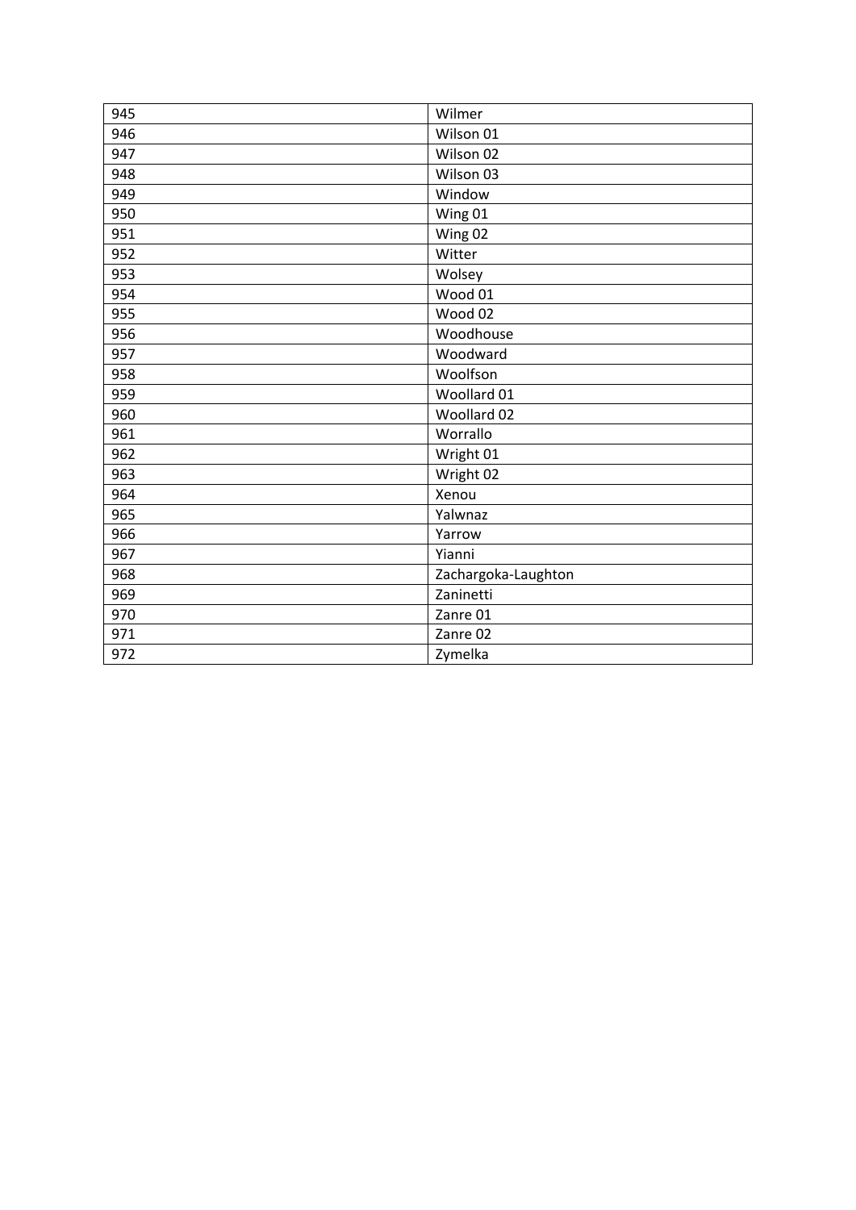| | |
|---|---|
| 945 | Wilmer |
| 946 | Wilson 01 |
| 947 | Wilson 02 |
| 948 | Wilson 03 |
| 949 | Window |
| 950 | Wing 01 |
| 951 | Wing 02 |
| 952 | Witter |
| 953 | Wolsey |
| 954 | Wood 01 |
| 955 | Wood 02 |
| 956 | Woodhouse |
| 957 | Woodward |
| 958 | Woolfson |
| 959 | Woollard 01 |
| 960 | Woollard 02 |
| 961 | Worrallo |
| 962 | Wright 01 |
| 963 | Wright 02 |
| 964 | Xenou |
| 965 | Yalwnaz |
| 966 | Yarrow |
| 967 | Yianni |
| 968 | Zachargoka-Laughton |
| 969 | Zaninetti |
| 970 | Zanre 01 |
| 971 | Zanre 02 |
| 972 | Zymelka |